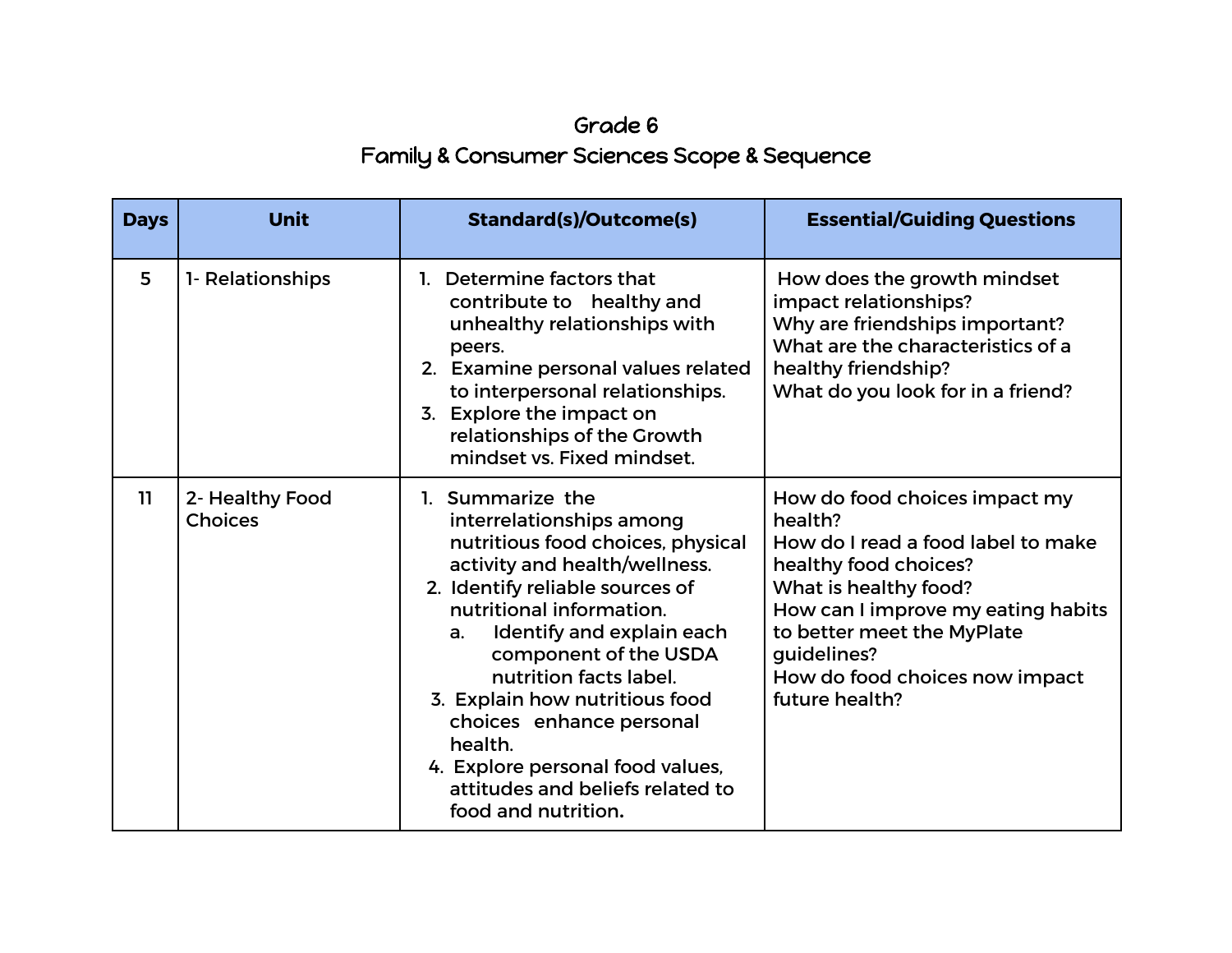# Grade 6
## Family & Consumer Sciences Scope & Sequence

| Days | Unit | Standard(s)/Outcome(s) | Essential/Guiding Questions |
|---|---|---|---|
| 5 | 1- Relationships | 1. Determine factors that contribute to healthy and unhealthy relationships with peers.<br>2. Examine personal values related to interpersonal relationships.<br>3. Explore the impact on relationships of the Growth mindset vs. Fixed mindset. | How does the growth mindset impact relationships?<br>Why are friendships important?<br>What are the characteristics of a healthy friendship?<br>What do you look for in a friend? |
| 11 | 2- Healthy Food Choices | 1. Summarize the interrelationships among nutritious food choices, physical activity and health/wellness.<br>2. Identify reliable sources of nutritional information.<br>a. Identify and explain each component of the USDA nutrition facts label.<br>3. Explain how nutritious food choices enhance personal health.<br>4. Explore personal food values, attitudes and beliefs related to food and nutrition. | How do food choices impact my health?<br>How do I read a food label to make healthy food choices?<br>What is healthy food?<br>How can I improve my eating habits to better meet the MyPlate guidelines?<br>How do food choices now impact future health? |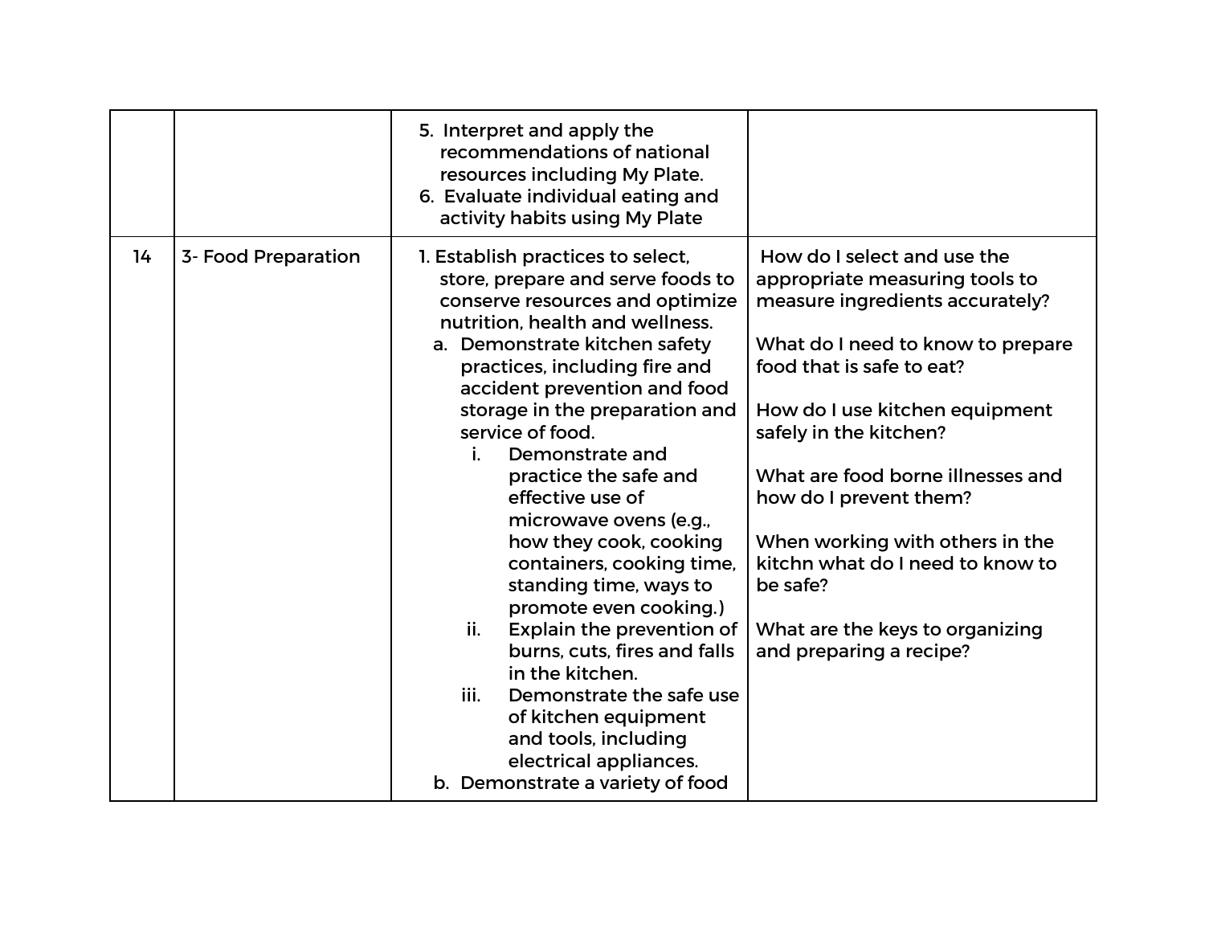| | | | |
|---|---|---|---|
| | | 5. Interpret and apply the recommendations of national resources including My Plate.<br>6. Evaluate individual eating and activity habits using My Plate | |
| 14 | 3- Food Preparation | 1. Establish practices to select, store, prepare and serve foods to conserve resources and optimize nutrition, health and wellness.<br>a. Demonstrate kitchen safety practices, including fire and accident prevention and food storage in the preparation and service of food.<br>i. Demonstrate and practice the safe and effective use of microwave ovens (e.g., how they cook, cooking containers, cooking time, standing time, ways to promote even cooking.)<br>ii. Explain the prevention of burns, cuts, fires and falls in the kitchen.<br>iii. Demonstrate the safe use of kitchen equipment and tools, including electrical appliances.<br>b. Demonstrate a variety of food | How do I select and use the appropriate measuring tools to measure ingredients accurately?<br><br>What do I need to know to prepare food that is safe to eat?<br><br>How do I use kitchen equipment safely in the kitchen?<br><br>What are food borne illnesses and how do I prevent them?<br><br>When working with others in the kitchn what do I need to know to be safe?<br><br>What are the keys to organizing and preparing a recipe? |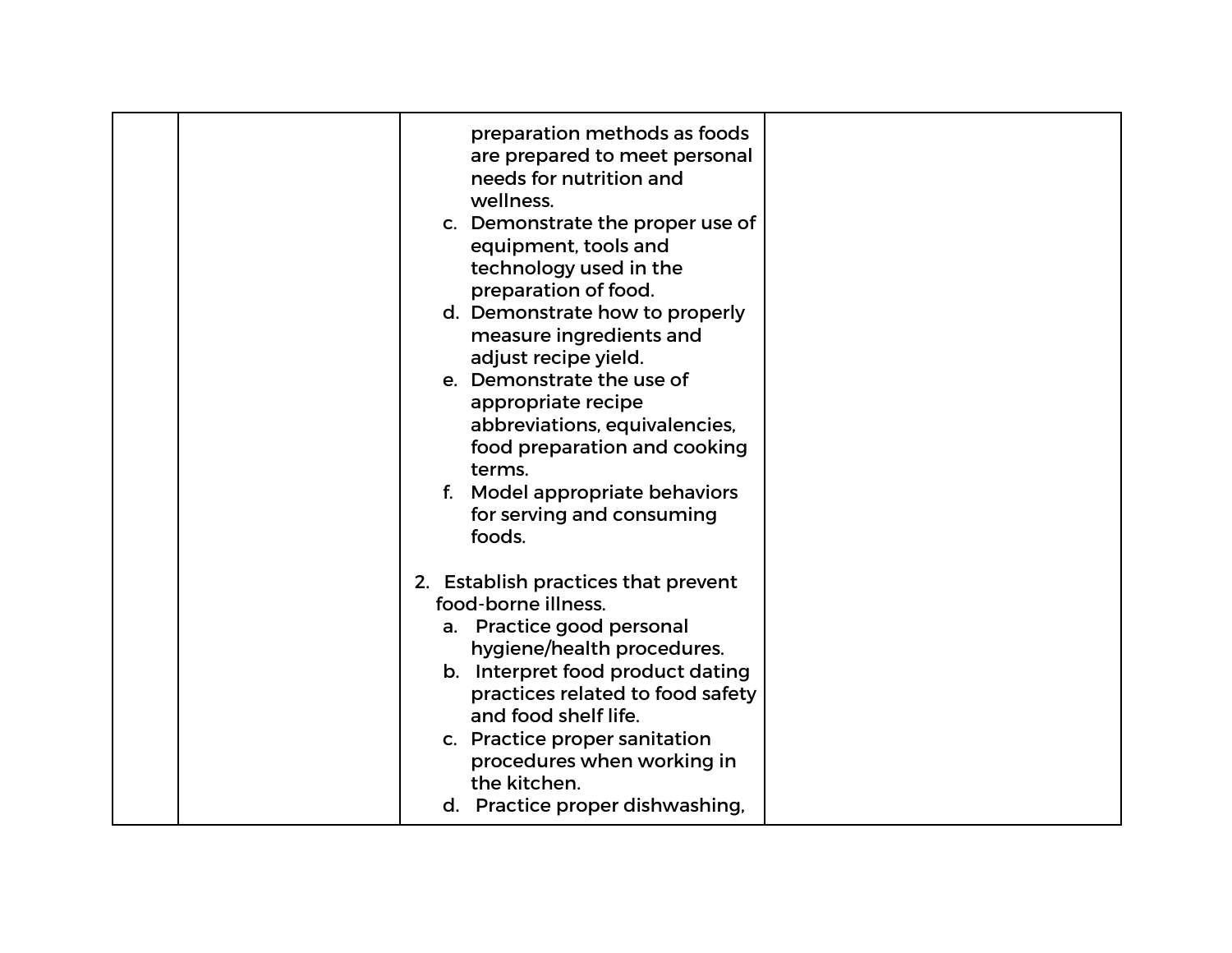| | | preparation methods as foods are prepared to meet personal needs for nutrition and wellness.<br>c. Demonstrate the proper use of equipment, tools and technology used in the preparation of food.<br>d. Demonstrate how to properly measure ingredients and adjust recipe yield.<br>e. Demonstrate the use of appropriate recipe abbreviations, equivalencies, food preparation and cooking terms.<br>f. Model appropriate behaviors for serving and consuming foods.<br><br>2. Establish practices that prevent food-borne illness.<br>a. Practice good personal hygiene/health procedures.<br>b. Interpret food product dating practices related to food safety and food shelf life.<br>c. Practice proper sanitation procedures when working in the kitchen.<br>d. Practice proper dishwashing, | |
|---|---|---|---|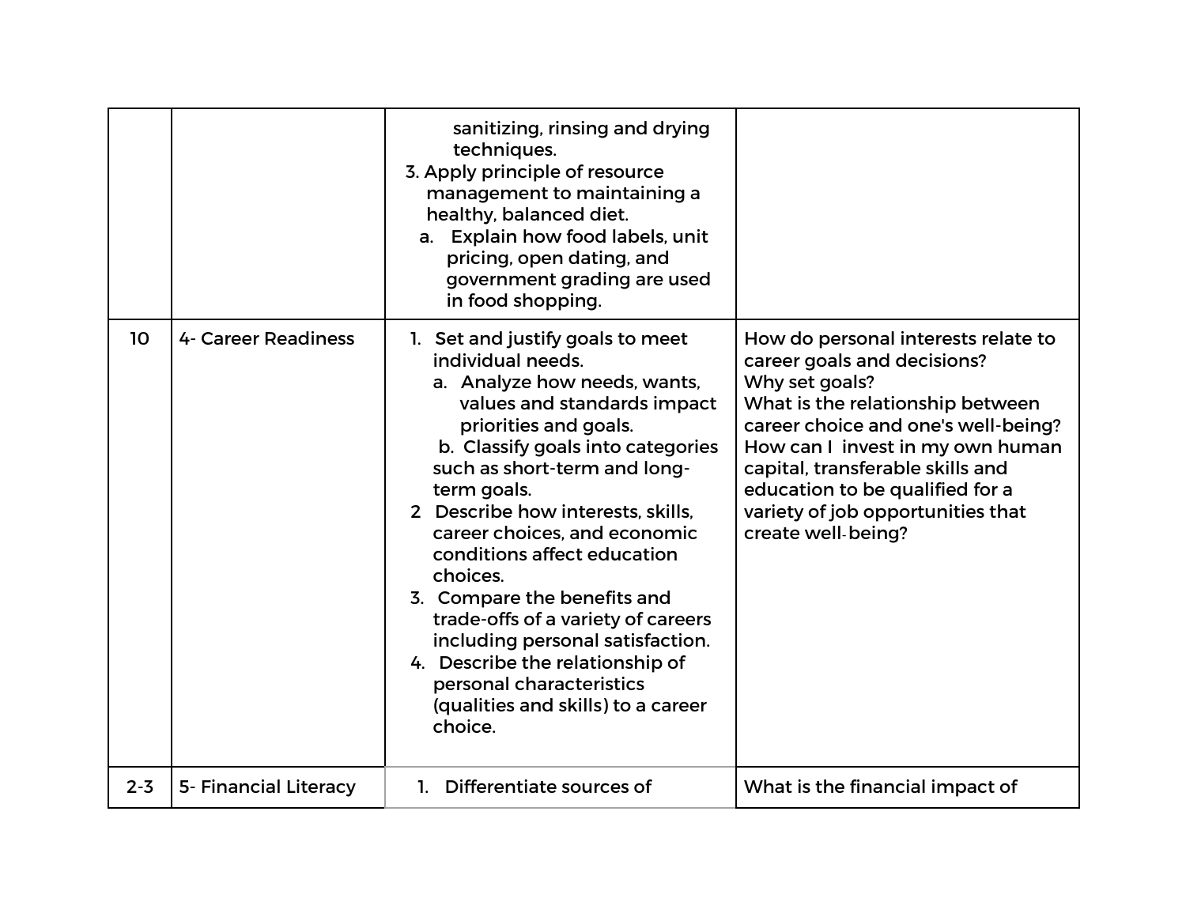| | | | |
|---|---|---|---|
| | | sanitizing, rinsing and drying techniques.<br>3. Apply principle of resource management to maintaining a healthy, balanced diet.<br>a. Explain how food labels, unit pricing, open dating, and government grading are used in food shopping. | |
| 10 | 4- Career Readiness | 1. Set and justify goals to meet individual needs.<br>a. Analyze how needs, wants, values and standards impact priorities and goals.<br>b. Classify goals into categories such as short-term and long-term goals.<br>2 Describe how interests, skills, career choices, and economic conditions affect education choices.<br>3. Compare the benefits and trade-offs of a variety of careers including personal satisfaction.<br>4. Describe the relationship of personal characteristics (qualities and skills) to a career choice. | How do personal interests relate to career goals and decisions?<br>Why set goals?<br>What is the relationship between career choice and one's well-being?<br>How can I invest in my own human capital, transferable skills and education to be qualified for a variety of job opportunities that create well-being? |
| 2-3 | 5- Financial Literacy | 1. Differentiate sources of | What is the financial impact of |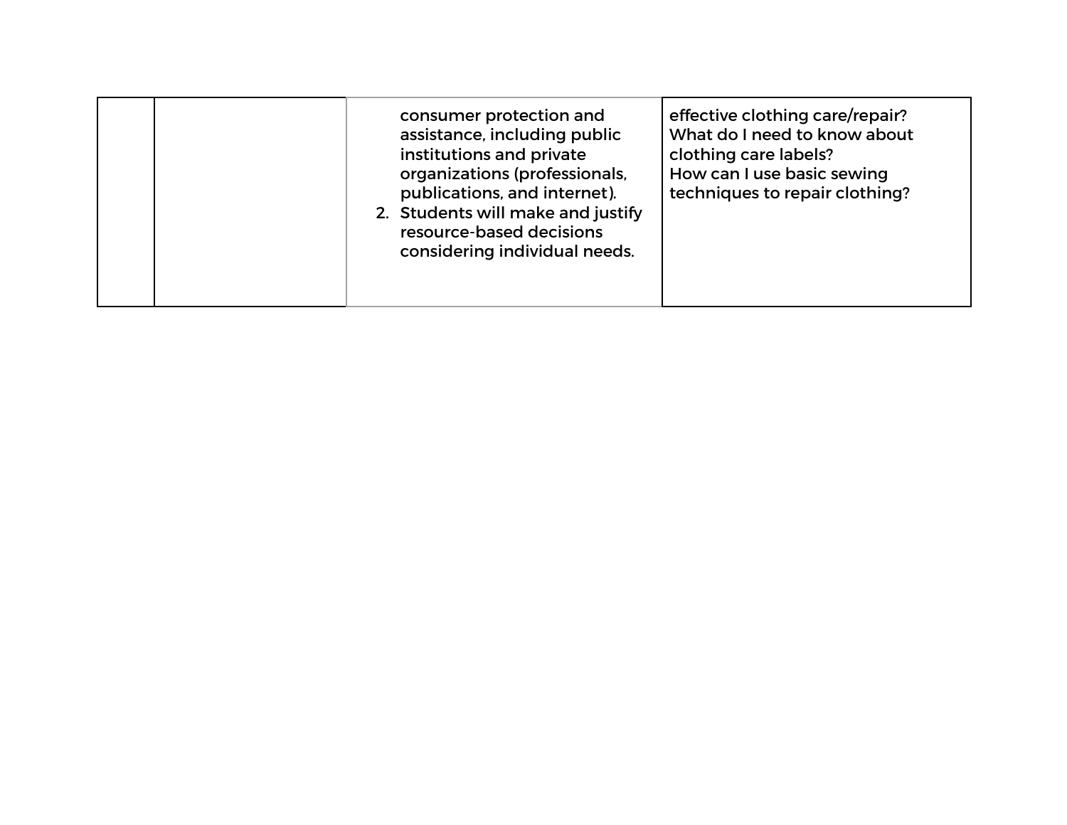| | | | |
|---|---|---|---|
| | | consumer protection and assistance, including public institutions and private organizations (professionals, publications, and internet).<br>2. Students will make and justify resource-based decisions considering individual needs. | effective clothing care/repair?<br>What do I need to know about clothing care labels?<br>How can I use basic sewing techniques to repair clothing? |